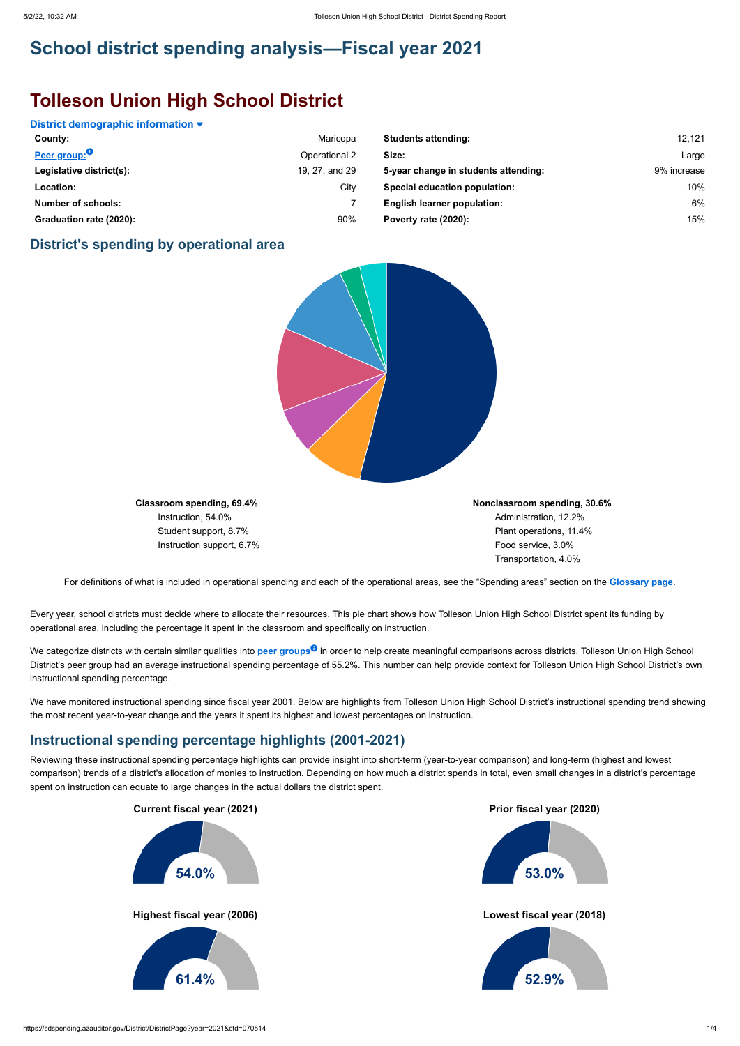# School district spending analysis—Fiscal year 2021

# Tolleson Union High School District

**District demographic information**

| | | | |
|---|---|---|---|
| **County:** | Maricopa | **Students attending:** | 12,121 |
| **Peer group:** | Operational 2 | **Size:** | Large |
| **Legislative district(s):** | 19, 27, and 29 | **5-year change in students attending:** | 9% increase |
| **Location:** | City | **Special education population:** | 10% |
| **Number of schools:** | 7 | **English learner population:** | 6% |
| **Graduation rate (2020):** | 90% | **Poverty rate (2020):** | 15% |

## District's spending by operational area

**Classroom spending, 69.4%**
- Instruction, 54.0%
- Student support, 8.7%
- Instruction support, 6.7%

**Nonclassroom spending, 30.6%**
- Administration, 12.2%
- Plant operations, 11.4%
- Food service, 3.0%
- Transportation, 4.0%

For definitions of what is included in operational spending and each of the operational areas, see the "Spending areas" section on the **Glossary page**.

Every year, school districts must decide where to allocate their resources. This pie chart shows how Tolleson Union High School District spent its funding by operational area, including the percentage it spent in the classroom and specifically on instruction.

We categorize districts with certain similar qualities into **peer groups** in order to help create meaningful comparisons across districts. Tolleson Union High School District's peer group had an average instructional spending percentage of 55.2%. This number can help provide context for Tolleson Union High School District's own instructional spending percentage.

We have monitored instructional spending since fiscal year 2001. Below are highlights from Tolleson Union High School District's instructional spending trend showing the most recent year-to-year change and the years it spent its highest and lowest percentages on instruction.

## Instructional spending percentage highlights (2001-2021)

Reviewing these instructional spending percentage highlights can provide insight into short-term (year-to-year comparison) and long-term (highest and lowest comparison) trends of a district's allocation of monies to instruction. Depending on how much a district spends in total, even small changes in a district's percentage spent on instruction can equate to large changes in the actual dollars the district spent.

**Current fiscal year (2021)**: 54.0%

**Prior fiscal year (2020)**: 53.0%

**Highest fiscal year (2006)**: 61.4%

**Lowest fiscal year (2018)**: 52.9%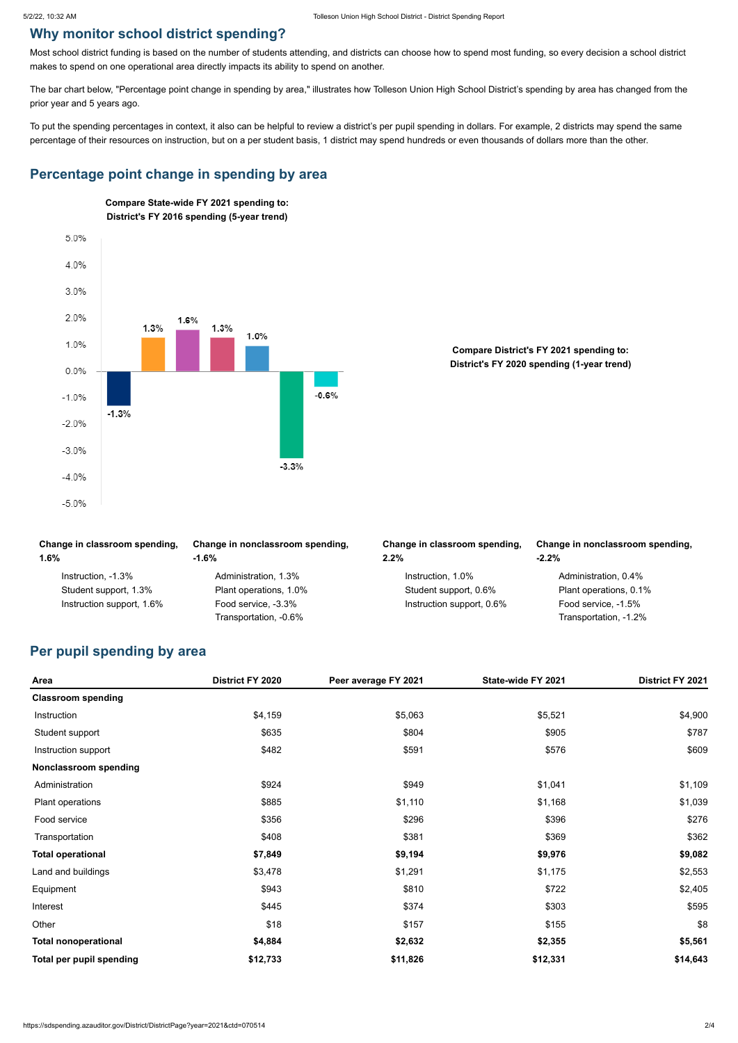## Why monitor school district spending?

Most school district funding is based on the number of students attending, and districts can choose how to spend most funding, so every decision a school district makes to spend on one operational area directly impacts its ability to spend on another.

The bar chart below, "Percentage point change in spending by area," illustrates how Tolleson Union High School District's spending by area has changed from the prior year and 5 years ago.

To put the spending percentages in context, it also can be helpful to review a district's per pupil spending in dollars. For example, 2 districts may spend the same percentage of their resources on instruction, but on a per student basis, 1 district may spend hundreds or even thousands of dollars more than the other.

## Percentage point change in spending by area

**Compare State-wide FY 2021 spending to: District's FY 2016 spending (5-year trend)**

5.0%
4.0%
3.0%
2.0%
1.0%
0.0%
-1.0%
-2.0%
-3.0%
-4.0%
-5.0%

-1.3% | 1.3% | 1.6% | 1.3% | 1.0% | -3.3% | -0.6%

**Change in classroom spending, 1.6%**

- Instruction, -1.3%
- Student support, 1.3%
- Instruction support, 1.6%

**Change in nonclassroom spending, -1.6%**

- Administration, 1.3%
- Plant operations, 1.0%
- Food service, -3.3%
- Transportation, -0.6%

**Compare District's FY 2021 spending to: District's FY 2020 spending (1-year trend)**

**Change in classroom spending, 2.2%**

- Instruction, 1.0%
- Student support, 0.6%
- Instruction support, 0.6%

**Change in nonclassroom spending, -2.2%**

- Administration, 0.4%
- Plant operations, 0.1%
- Food service, -1.5%
- Transportation, -1.2%

## Per pupil spending by area

| Area | District FY 2020 | Peer average FY 2021 | State-wide FY 2021 | District FY 2021 |
|---|---|---|---|---|
| **Classroom spending** | | | | |
| Instruction | $4,159 | $5,063 | $5,521 | $4,900 |
| Student support | $635 | $804 | $905 | $787 |
| Instruction support | $482 | $591 | $576 | $609 |
| **Nonclassroom spending** | | | | |
| Administration | $924 | $949 | $1,041 | $1,109 |
| Plant operations | $885 | $1,110 | $1,168 | $1,039 |
| Food service | $356 | $296 | $396 | $276 |
| Transportation | $408 | $381 | $369 | $362 |
| **Total operational** | **$7,849** | **$9,194** | **$9,976** | **$9,082** |
| Land and buildings | $3,478 | $1,291 | $1,175 | $2,553 |
| Equipment | $943 | $810 | $722 | $2,405 |
| Interest | $445 | $374 | $303 | $595 |
| Other | $18 | $157 | $155 | $8 |
| **Total nonoperational** | **$4,884** | **$2,632** | **$2,355** | **$5,561** |
| **Total per pupil spending** | **$12,733** | **$11,826** | **$12,331** | **$14,643** |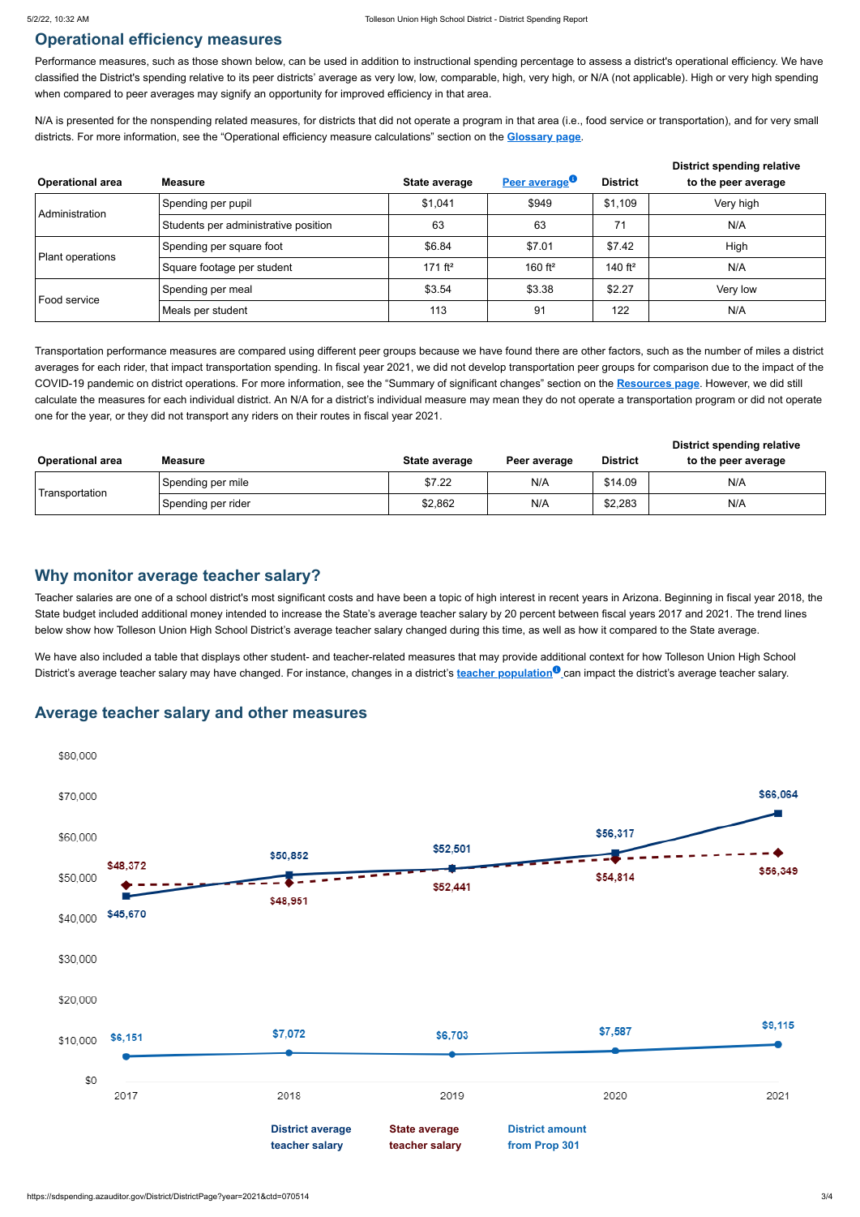## Operational efficiency measures

Performance measures, such as those shown below, can be used in addition to instructional spending percentage to assess a district's operational efficiency. We have classified the District's spending relative to its peer districts' average as very low, low, comparable, high, very high, or N/A (not applicable). High or very high spending when compared to peer averages may signify an opportunity for improved efficiency in that area.

N/A is presented for the nonspending related measures, for districts that did not operate a program in that area (i.e., food service or transportation), and for very small districts. For more information, see the "Operational efficiency measure calculations" section on the **Glossary page**.

| Operational area | Measure | State average | Peer average | District | District spending relative to the peer average |
|---|---|---|---|---|---|
| Administration | Spending per pupil | $1,041 | $949 | $1,109 | Very high |
| | Students per administrative position | 63 | 63 | 71 | N/A |
| Plant operations | Spending per square foot | $6.84 | $7.01 | $7.42 | High |
| | Square footage per student | 171 ft² | 160 ft² | 140 ft² | N/A |
| Food service | Spending per meal | $3.54 | $3.38 | $2.27 | Very low |
| | Meals per student | 113 | 91 | 122 | N/A |

Transportation performance measures are compared using different peer groups because we have found there are other factors, such as the number of miles a district averages for each rider, that impact transportation spending. In fiscal year 2021, we did not develop transportation peer groups for comparison due to the impact of the COVID-19 pandemic on district operations. For more information, see the "Summary of significant changes" section on the **Resources page**. However, we did still calculate the measures for each individual district. An N/A for a district's individual measure may mean they do not operate a transportation program or did not operate one for the year, or they did not transport any riders on their routes in fiscal year 2021.

| Operational area | Measure | State average | Peer average | District | District spending relative to the peer average |
|---|---|---|---|---|---|
| Transportation | Spending per mile | $7.22 | N/A | $14.09 | N/A |
| | Spending per rider | $2,862 | N/A | $2,283 | N/A |

## Why monitor average teacher salary?

Teacher salaries are one of a school district's most significant costs and have been a topic of high interest in recent years in Arizona. Beginning in fiscal year 2018, the State budget included additional money intended to increase the State's average teacher salary by 20 percent between fiscal years 2017 and 2021. The trend lines below show how Tolleson Union High School District's average teacher salary changed during this time, as well as how it compared to the State average.

We have also included a table that displays other student- and teacher-related measures that may provide additional context for how Tolleson Union High School District's average teacher salary may have changed. For instance, changes in a district's **teacher population** can impact the district's average teacher salary.

## Average teacher salary and other measures

| | 2017 | 2018 | 2019 | 2020 | 2021 |
|---|---|---|---|---|---|
| District average teacher salary | $45,670 | $50,852 | $52,501 | $56,317 | $66,064 |
| State average teacher salary | $48,372 | $48,951 | $52,441 | $54,814 | $56,349 |
| District amount from Prop 301 | $6,151 | $7,072 | $6,703 | $7,587 | $9,115 |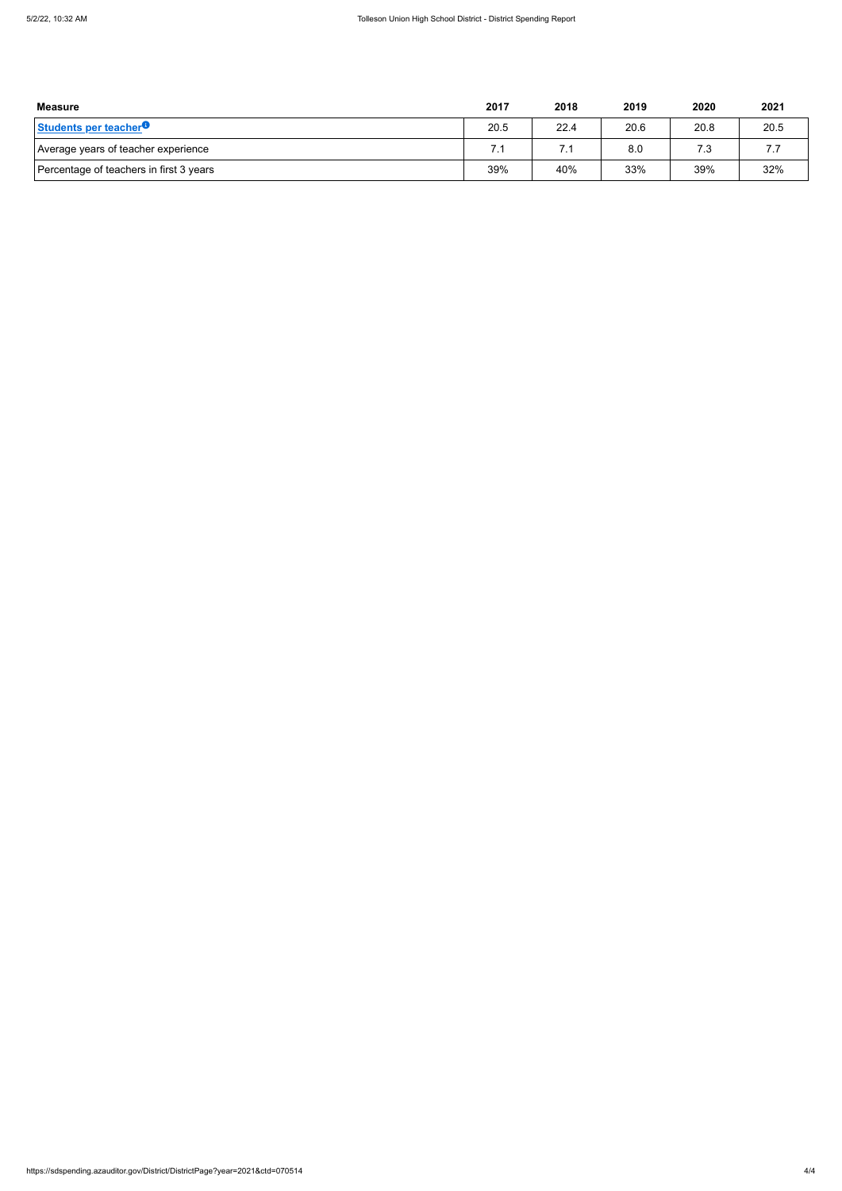| Measure | 2017 | 2018 | 2019 | 2020 | 2021 |
|---|---|---|---|---|---|
| **Students per teacher** | 20.5 | 22.4 | 20.6 | 20.8 | 20.5 |
| Average years of teacher experience | 7.1 | 7.1 | 8.0 | 7.3 | 7.7 |
| Percentage of teachers in first 3 years | 39% | 40% | 33% | 39% | 32% |